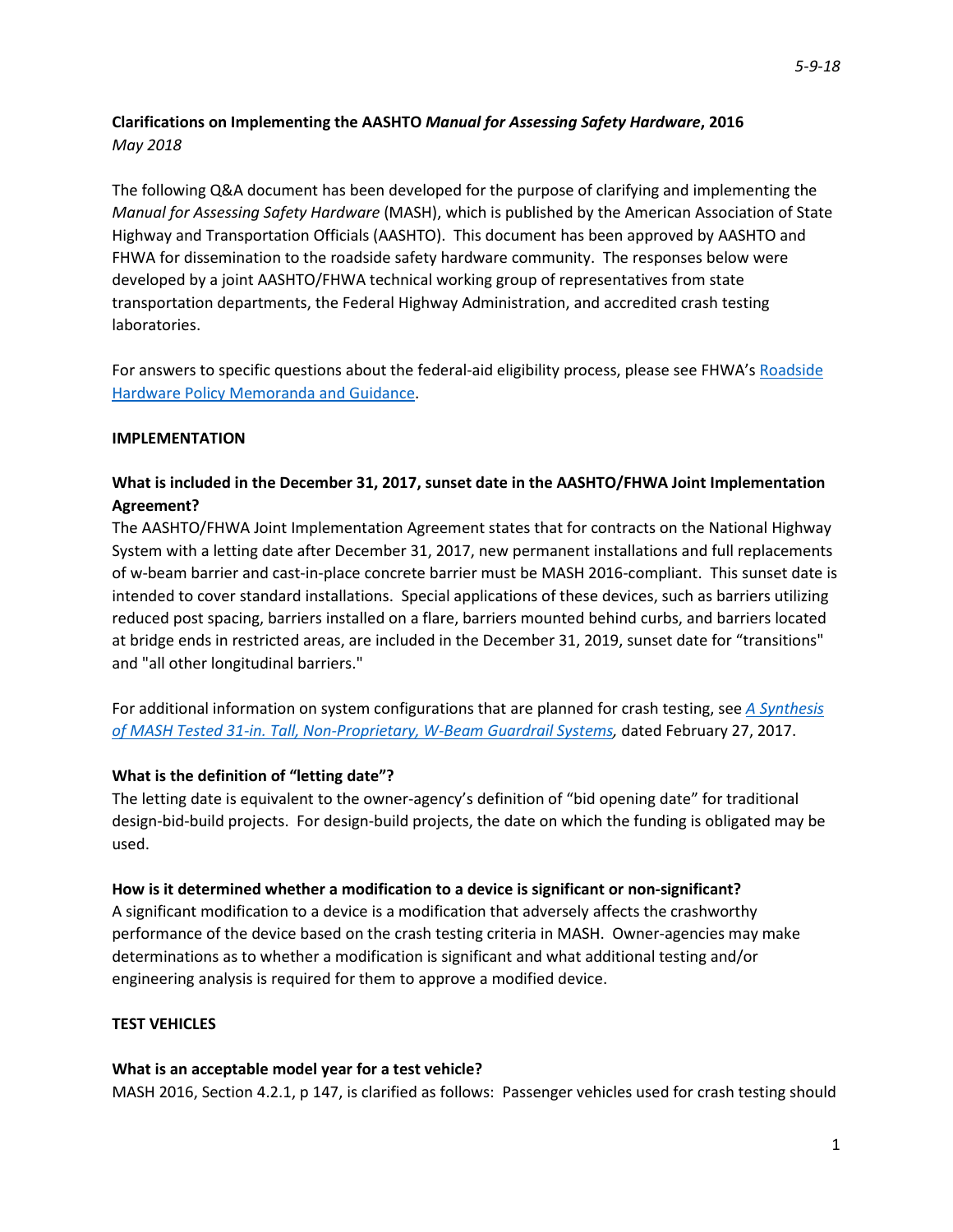**Clarifications on Implementing the AASHTO *Manual for Assessing Safety Hardware*, 2016**
*May 2018*

The following Q&A document has been developed for the purpose of clarifying and implementing the *Manual for Assessing Safety Hardware* (MASH), which is published by the American Association of State Highway and Transportation Officials (AASHTO). This document has been approved by AASHTO and FHWA for dissemination to the roadside safety hardware community. The responses below were developed by a joint AASHTO/FHWA technical working group of representatives from state transportation departments, the Federal Highway Administration, and accredited crash testing laboratories.

For answers to specific questions about the federal-aid eligibility process, please see FHWA's Roadside Hardware Policy Memoranda and Guidance.

## IMPLEMENTATION

**What is included in the December 31, 2017, sunset date in the AASHTO/FHWA Joint Implementation Agreement?**
The AASHTO/FHWA Joint Implementation Agreement states that for contracts on the National Highway System with a letting date after December 31, 2017, new permanent installations and full replacements of w-beam barrier and cast-in-place concrete barrier must be MASH 2016-compliant. This sunset date is intended to cover standard installations. Special applications of these devices, such as barriers utilizing reduced post spacing, barriers installed on a flare, barriers mounted behind curbs, and barriers located at bridge ends in restricted areas, are included in the December 31, 2019, sunset date for "transitions" and "all other longitudinal barriers."

For additional information on system configurations that are planned for crash testing, see *A Synthesis of MASH Tested 31-in. Tall, Non-Proprietary, W-Beam Guardrail Systems,* dated February 27, 2017.

**What is the definition of "letting date"?**
The letting date is equivalent to the owner-agency's definition of "bid opening date" for traditional design-bid-build projects. For design-build projects, the date on which the funding is obligated may be used.

**How is it determined whether a modification to a device is significant or non-significant?**
A significant modification to a device is a modification that adversely affects the crashworthy performance of the device based on the crash testing criteria in MASH. Owner-agencies may make determinations as to whether a modification is significant and what additional testing and/or engineering analysis is required for them to approve a modified device.

## TEST VEHICLES

**What is an acceptable model year for a test vehicle?**
MASH 2016, Section 4.2.1, p 147, is clarified as follows: Passenger vehicles used for crash testing should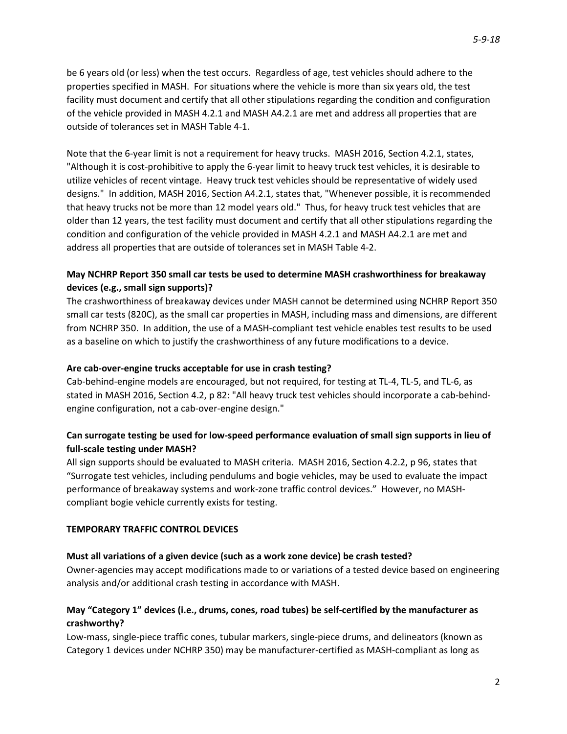be 6 years old (or less) when the test occurs. Regardless of age, test vehicles should adhere to the properties specified in MASH. For situations where the vehicle is more than six years old, the test facility must document and certify that all other stipulations regarding the condition and configuration of the vehicle provided in MASH 4.2.1 and MASH A4.2.1 are met and address all properties that are outside of tolerances set in MASH Table 4-1.

Note that the 6-year limit is not a requirement for heavy trucks. MASH 2016, Section 4.2.1, states, "Although it is cost-prohibitive to apply the 6-year limit to heavy truck test vehicles, it is desirable to utilize vehicles of recent vintage. Heavy truck test vehicles should be representative of widely used designs." In addition, MASH 2016, Section A4.2.1, states that, "Whenever possible, it is recommended that heavy trucks not be more than 12 model years old." Thus, for heavy truck test vehicles that are older than 12 years, the test facility must document and certify that all other stipulations regarding the condition and configuration of the vehicle provided in MASH 4.2.1 and MASH A4.2.1 are met and address all properties that are outside of tolerances set in MASH Table 4-2.

**May NCHRP Report 350 small car tests be used to determine MASH crashworthiness for breakaway devices (e.g., small sign supports)?**

The crashworthiness of breakaway devices under MASH cannot be determined using NCHRP Report 350 small car tests (820C), as the small car properties in MASH, including mass and dimensions, are different from NCHRP 350. In addition, the use of a MASH-compliant test vehicle enables test results to be used as a baseline on which to justify the crashworthiness of any future modifications to a device.

**Are cab-over-engine trucks acceptable for use in crash testing?**

Cab-behind-engine models are encouraged, but not required, for testing at TL-4, TL-5, and TL-6, as stated in MASH 2016, Section 4.2, p 82: "All heavy truck test vehicles should incorporate a cab-behind-engine configuration, not a cab-over-engine design."

**Can surrogate testing be used for low-speed performance evaluation of small sign supports in lieu of full-scale testing under MASH?**

All sign supports should be evaluated to MASH criteria. MASH 2016, Section 4.2.2, p 96, states that "Surrogate test vehicles, including pendulums and bogie vehicles, may be used to evaluate the impact performance of breakaway systems and work-zone traffic control devices." However, no MASH-compliant bogie vehicle currently exists for testing.

**TEMPORARY TRAFFIC CONTROL DEVICES**

**Must all variations of a given device (such as a work zone device) be crash tested?**

Owner-agencies may accept modifications made to or variations of a tested device based on engineering analysis and/or additional crash testing in accordance with MASH.

**May "Category 1" devices (i.e., drums, cones, road tubes) be self-certified by the manufacturer as crashworthy?**

Low-mass, single-piece traffic cones, tubular markers, single-piece drums, and delineators (known as Category 1 devices under NCHRP 350) may be manufacturer-certified as MASH-compliant as long as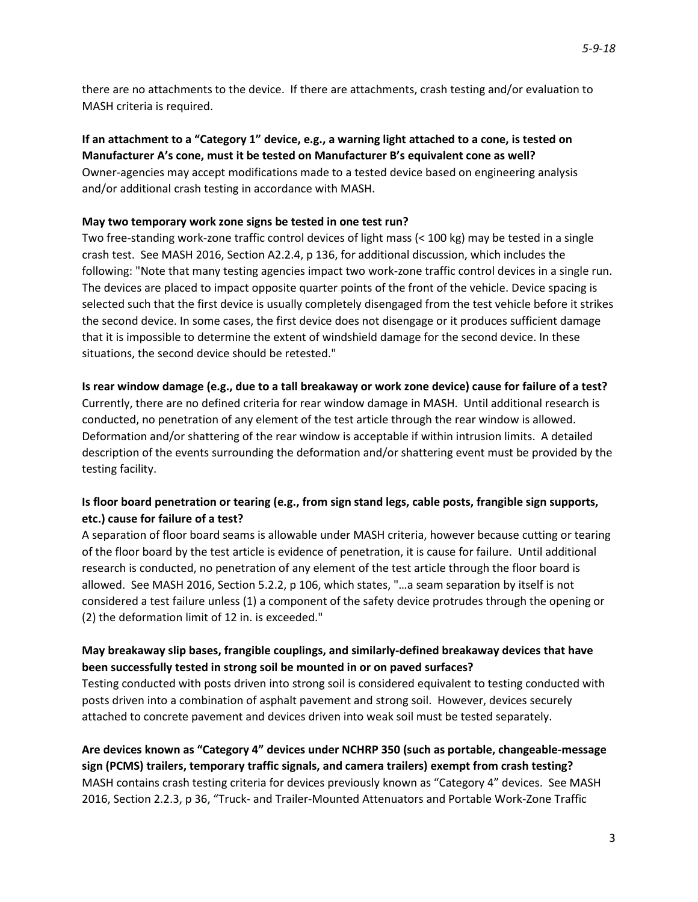there are no attachments to the device. If there are attachments, crash testing and/or evaluation to MASH criteria is required.

**If an attachment to a "Category 1" device, e.g., a warning light attached to a cone, is tested on Manufacturer A's cone, must it be tested on Manufacturer B's equivalent cone as well?**
Owner-agencies may accept modifications made to a tested device based on engineering analysis and/or additional crash testing in accordance with MASH.

**May two temporary work zone signs be tested in one test run?**
Two free-standing work-zone traffic control devices of light mass (< 100 kg) may be tested in a single crash test. See MASH 2016, Section A2.2.4, p 136, for additional discussion, which includes the following: "Note that many testing agencies impact two work-zone traffic control devices in a single run. The devices are placed to impact opposite quarter points of the front of the vehicle. Device spacing is selected such that the first device is usually completely disengaged from the test vehicle before it strikes the second device. In some cases, the first device does not disengage or it produces sufficient damage that it is impossible to determine the extent of windshield damage for the second device. In these situations, the second device should be retested."

**Is rear window damage (e.g., due to a tall breakaway or work zone device) cause for failure of a test?**
Currently, there are no defined criteria for rear window damage in MASH. Until additional research is conducted, no penetration of any element of the test article through the rear window is allowed. Deformation and/or shattering of the rear window is acceptable if within intrusion limits. A detailed description of the events surrounding the deformation and/or shattering event must be provided by the testing facility.

**Is floor board penetration or tearing (e.g., from sign stand legs, cable posts, frangible sign supports, etc.) cause for failure of a test?**
A separation of floor board seams is allowable under MASH criteria, however because cutting or tearing of the floor board by the test article is evidence of penetration, it is cause for failure. Until additional research is conducted, no penetration of any element of the test article through the floor board is allowed. See MASH 2016, Section 5.2.2, p 106, which states, "…a seam separation by itself is not considered a test failure unless (1) a component of the safety device protrudes through the opening or (2) the deformation limit of 12 in. is exceeded."

**May breakaway slip bases, frangible couplings, and similarly-defined breakaway devices that have been successfully tested in strong soil be mounted in or on paved surfaces?**
Testing conducted with posts driven into strong soil is considered equivalent to testing conducted with posts driven into a combination of asphalt pavement and strong soil. However, devices securely attached to concrete pavement and devices driven into weak soil must be tested separately.

**Are devices known as "Category 4" devices under NCHRP 350 (such as portable, changeable-message sign (PCMS) trailers, temporary traffic signals, and camera trailers) exempt from crash testing?**
MASH contains crash testing criteria for devices previously known as "Category 4" devices. See MASH 2016, Section 2.2.3, p 36, "Truck- and Trailer-Mounted Attenuators and Portable Work-Zone Traffic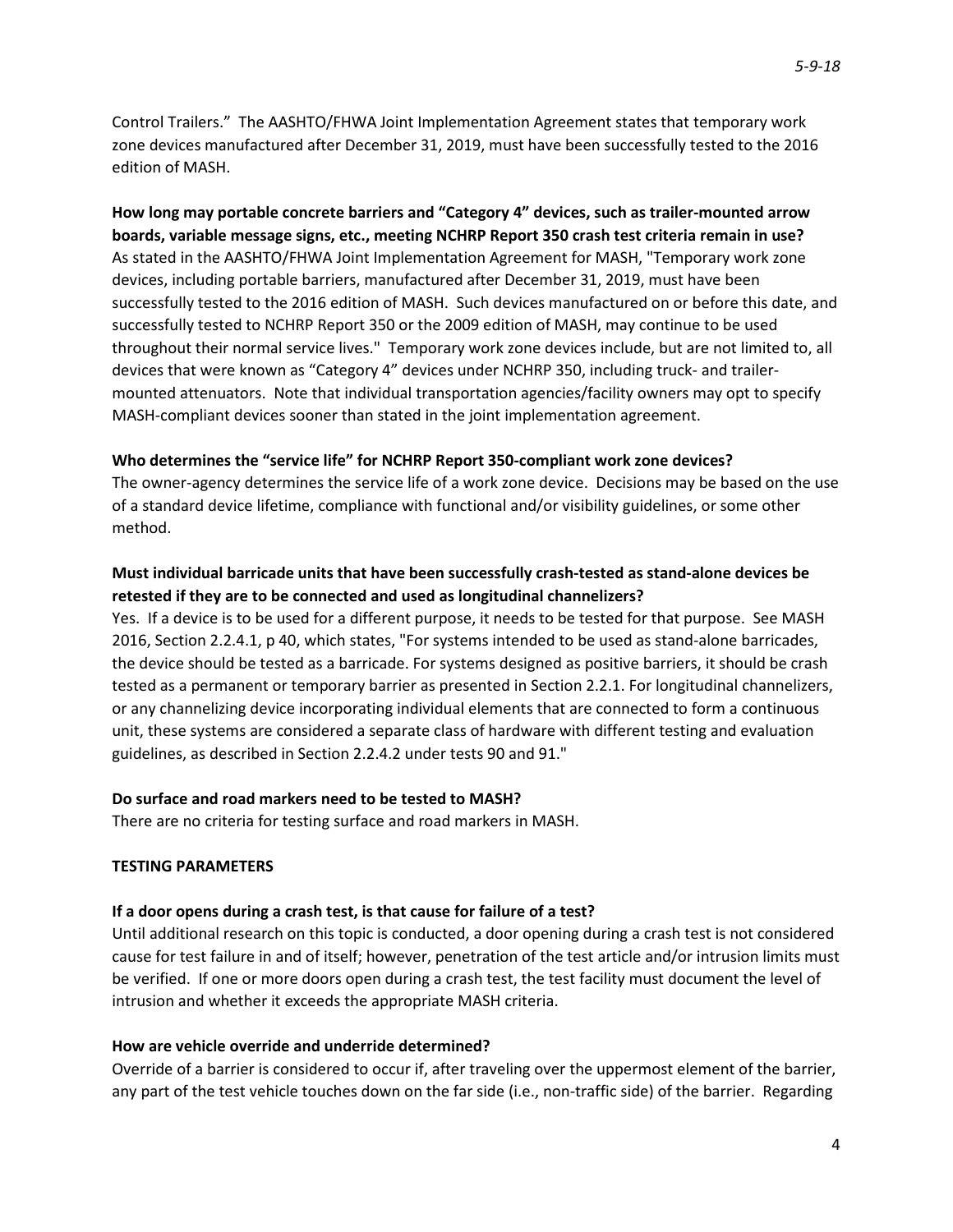Control Trailers." The AASHTO/FHWA Joint Implementation Agreement states that temporary work zone devices manufactured after December 31, 2019, must have been successfully tested to the 2016 edition of MASH.

**How long may portable concrete barriers and "Category 4" devices, such as trailer-mounted arrow boards, variable message signs, etc., meeting NCHRP Report 350 crash test criteria remain in use?**
As stated in the AASHTO/FHWA Joint Implementation Agreement for MASH, "Temporary work zone devices, including portable barriers, manufactured after December 31, 2019, must have been successfully tested to the 2016 edition of MASH. Such devices manufactured on or before this date, and successfully tested to NCHRP Report 350 or the 2009 edition of MASH, may continue to be used throughout their normal service lives." Temporary work zone devices include, but are not limited to, all devices that were known as "Category 4" devices under NCHRP 350, including truck- and trailer-mounted attenuators. Note that individual transportation agencies/facility owners may opt to specify MASH-compliant devices sooner than stated in the joint implementation agreement.

**Who determines the "service life" for NCHRP Report 350-compliant work zone devices?**
The owner-agency determines the service life of a work zone device. Decisions may be based on the use of a standard device lifetime, compliance with functional and/or visibility guidelines, or some other method.

**Must individual barricade units that have been successfully crash-tested as stand-alone devices be retested if they are to be connected and used as longitudinal channelizers?**
Yes. If a device is to be used for a different purpose, it needs to be tested for that purpose. See MASH 2016, Section 2.2.4.1, p 40, which states, "For systems intended to be used as stand-alone barricades, the device should be tested as a barricade. For systems designed as positive barriers, it should be crash tested as a permanent or temporary barrier as presented in Section 2.2.1. For longitudinal channelizers, or any channelizing device incorporating individual elements that are connected to form a continuous unit, these systems are considered a separate class of hardware with different testing and evaluation guidelines, as described in Section 2.2.4.2 under tests 90 and 91."

**Do surface and road markers need to be tested to MASH?**
There are no criteria for testing surface and road markers in MASH.

## TESTING PARAMETERS

**If a door opens during a crash test, is that cause for failure of a test?**
Until additional research on this topic is conducted, a door opening during a crash test is not considered cause for test failure in and of itself; however, penetration of the test article and/or intrusion limits must be verified. If one or more doors open during a crash test, the test facility must document the level of intrusion and whether it exceeds the appropriate MASH criteria.

**How are vehicle override and underride determined?**
Override of a barrier is considered to occur if, after traveling over the uppermost element of the barrier, any part of the test vehicle touches down on the far side (i.e., non-traffic side) of the barrier. Regarding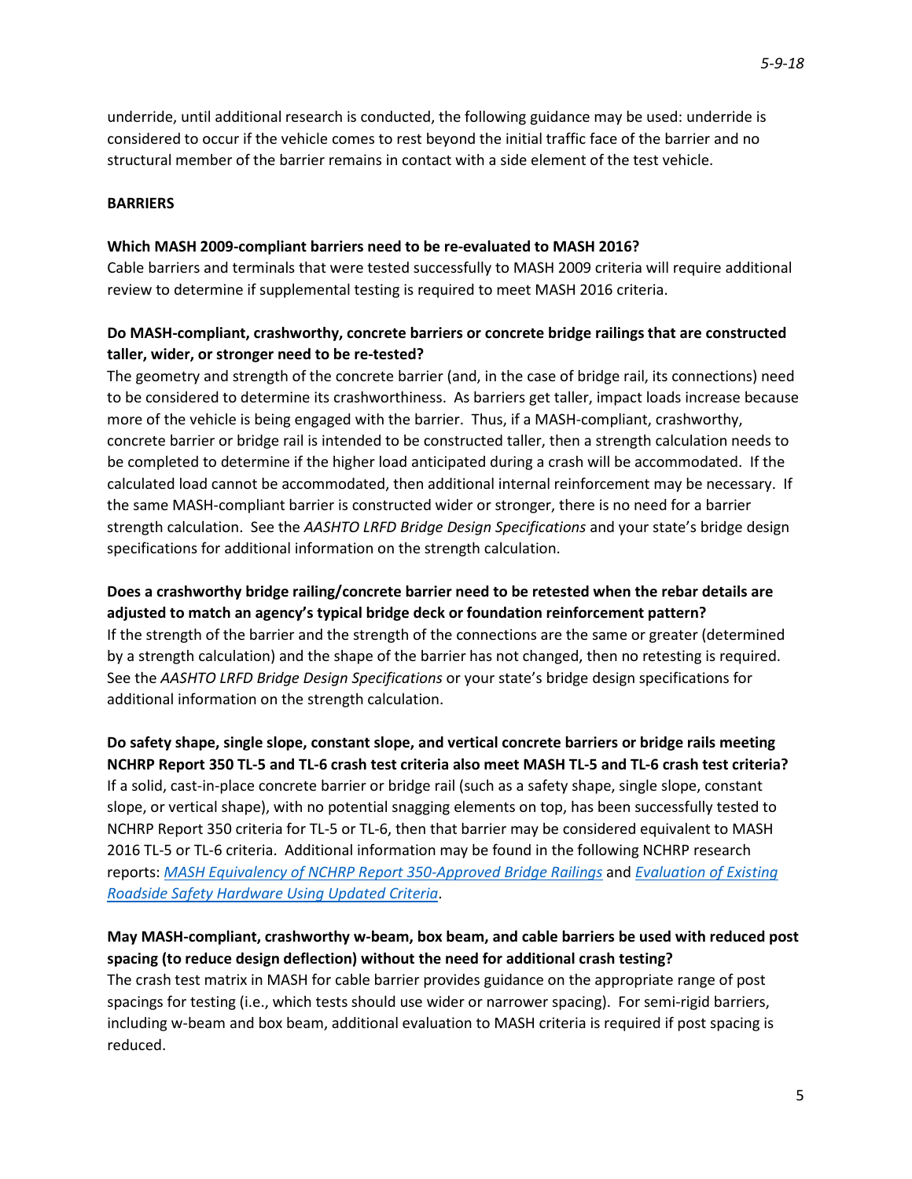underride, until additional research is conducted, the following guidance may be used: underride is considered to occur if the vehicle comes to rest beyond the initial traffic face of the barrier and no structural member of the barrier remains in contact with a side element of the test vehicle.

## BARRIERS

**Which MASH 2009-compliant barriers need to be re-evaluated to MASH 2016?**

Cable barriers and terminals that were tested successfully to MASH 2009 criteria will require additional review to determine if supplemental testing is required to meet MASH 2016 criteria.

**Do MASH-compliant, crashworthy, concrete barriers or concrete bridge railings that are constructed taller, wider, or stronger need to be re-tested?**

The geometry and strength of the concrete barrier (and, in the case of bridge rail, its connections) need to be considered to determine its crashworthiness. As barriers get taller, impact loads increase because more of the vehicle is being engaged with the barrier. Thus, if a MASH-compliant, crashworthy, concrete barrier or bridge rail is intended to be constructed taller, then a strength calculation needs to be completed to determine if the higher load anticipated during a crash will be accommodated. If the calculated load cannot be accommodated, then additional internal reinforcement may be necessary. If the same MASH-compliant barrier is constructed wider or stronger, there is no need for a barrier strength calculation. See the *AASHTO LRFD Bridge Design Specifications* and your state's bridge design specifications for additional information on the strength calculation.

**Does a crashworthy bridge railing/concrete barrier need to be retested when the rebar details are adjusted to match an agency's typical bridge deck or foundation reinforcement pattern?**

If the strength of the barrier and the strength of the connections are the same or greater (determined by a strength calculation) and the shape of the barrier has not changed, then no retesting is required. See the *AASHTO LRFD Bridge Design Specifications* or your state's bridge design specifications for additional information on the strength calculation.

**Do safety shape, single slope, constant slope, and vertical concrete barriers or bridge rails meeting NCHRP Report 350 TL-5 and TL-6 crash test criteria also meet MASH TL-5 and TL-6 crash test criteria?**

If a solid, cast-in-place concrete barrier or bridge rail (such as a safety shape, single slope, constant slope, or vertical shape), with no potential snagging elements on top, has been successfully tested to NCHRP Report 350 criteria for TL-5 or TL-6, then that barrier may be considered equivalent to MASH 2016 TL-5 or TL-6 criteria. Additional information may be found in the following NCHRP research reports: *MASH Equivalency of NCHRP Report 350-Approved Bridge Railings* and *Evaluation of Existing Roadside Safety Hardware Using Updated Criteria*.

**May MASH-compliant, crashworthy w-beam, box beam, and cable barriers be used with reduced post spacing (to reduce design deflection) without the need for additional crash testing?**

The crash test matrix in MASH for cable barrier provides guidance on the appropriate range of post spacings for testing (i.e., which tests should use wider or narrower spacing). For semi-rigid barriers, including w-beam and box beam, additional evaluation to MASH criteria is required if post spacing is reduced.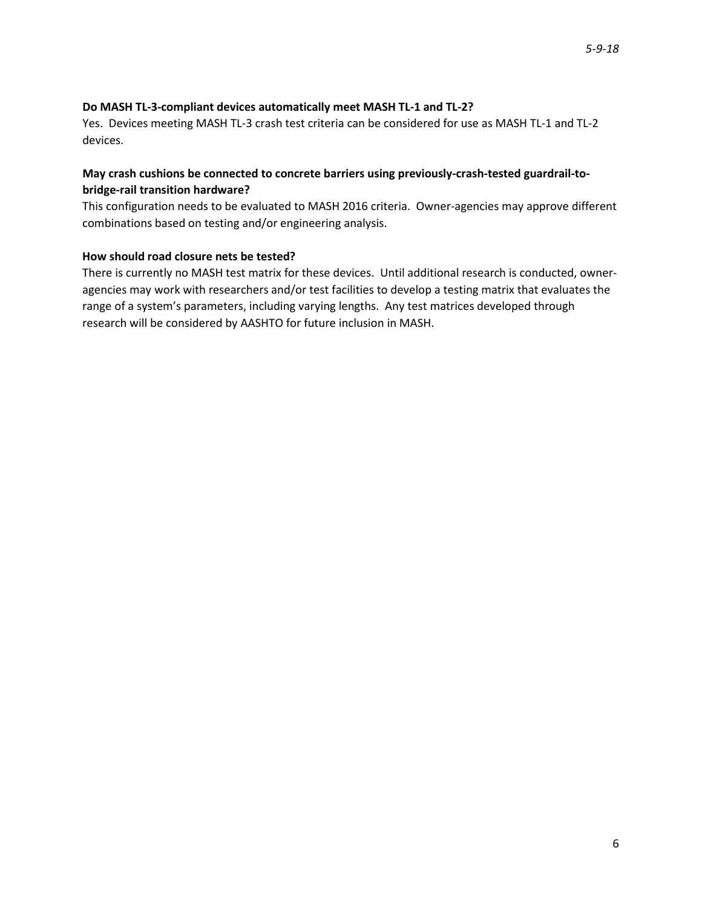**Do MASH TL-3-compliant devices automatically meet MASH TL-1 and TL-2?**

Yes. Devices meeting MASH TL-3 crash test criteria can be considered for use as MASH TL-1 and TL-2 devices.

**May crash cushions be connected to concrete barriers using previously-crash-tested guardrail-to-bridge-rail transition hardware?**

This configuration needs to be evaluated to MASH 2016 criteria. Owner-agencies may approve different combinations based on testing and/or engineering analysis.

**How should road closure nets be tested?**

There is currently no MASH test matrix for these devices. Until additional research is conducted, owner-agencies may work with researchers and/or test facilities to develop a testing matrix that evaluates the range of a system's parameters, including varying lengths. Any test matrices developed through research will be considered by AASHTO for future inclusion in MASH.